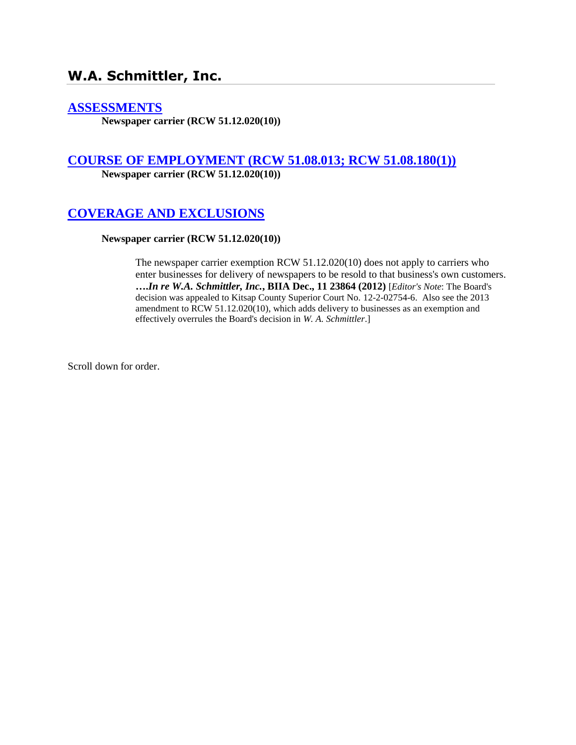# W.A. Schmittler, Inc.

## [ASSESSMENTS]

**Newspaper carrier (RCW 51.12.020(10))**

## [COURSE OF EMPLOYMENT (RCW 51.08.013; RCW 51.08.180(1))]

**Newspaper carrier (RCW 51.12.020(10))**

## [COVERAGE AND EXCLUSIONS]

**Newspaper carrier (RCW 51.12.020(10))**

The newspaper carrier exemption RCW 51.12.020(10) does not apply to carriers who enter businesses for delivery of newspapers to be resold to that business's own customers. ***….In re W.A. Schmittler, Inc.*, BIIA Dec., 11 23864 (2012)** [*Editor's Note*: The Board's decision was appealed to Kitsap County Superior Court No. 12-2-02754-6. Also see the 2013 amendment to RCW 51.12.020(10), which adds delivery to businesses as an exemption and effectively overrules the Board's decision in *W. A. Schmittler*.]

Scroll down for order.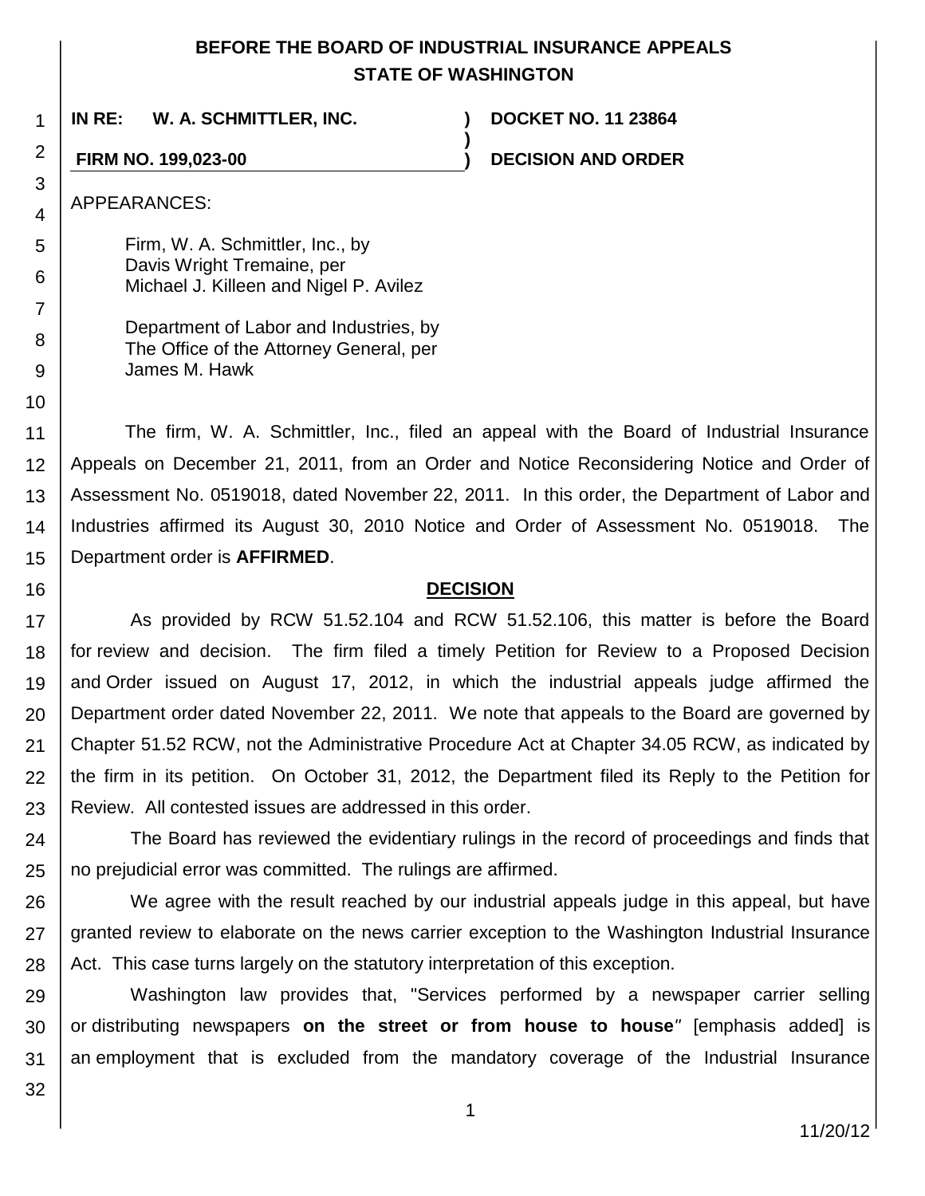**BEFORE THE BOARD OF INDUSTRIAL INSURANCE APPEALS**
**STATE OF WASHINGTON**

| | | |
|---|---|---|
| **IN RE: W. A. SCHMITTLER, INC.** | **)** | **DOCKET NO. 11 23864** |
| | **)** | |
| **FIRM NO. 199,023-00** | **)** | **DECISION AND ORDER** |

APPEARANCES:

Firm, W. A. Schmittler, Inc., by
Davis Wright Tremaine, per
Michael J. Killeen and Nigel P. Avilez

Department of Labor and Industries, by
The Office of the Attorney General, per
James M. Hawk

The firm, W. A. Schmittler, Inc., filed an appeal with the Board of Industrial Insurance Appeals on December 21, 2011, from an Order and Notice Reconsidering Notice and Order of Assessment No. 0519018, dated November 22, 2011. In this order, the Department of Labor and Industries affirmed its August 30, 2010 Notice and Order of Assessment No. 0519018. The Department order is **AFFIRMED**.

## DECISION

As provided by RCW 51.52.104 and RCW 51.52.106, this matter is before the Board for review and decision. The firm filed a timely Petition for Review to a Proposed Decision and Order issued on August 17, 2012, in which the industrial appeals judge affirmed the Department order dated November 22, 2011. We note that appeals to the Board are governed by Chapter 51.52 RCW, not the Administrative Procedure Act at Chapter 34.05 RCW, as indicated by the firm in its petition. On October 31, 2012, the Department filed its Reply to the Petition for Review. All contested issues are addressed in this order.

The Board has reviewed the evidentiary rulings in the record of proceedings and finds that no prejudicial error was committed. The rulings are affirmed.

We agree with the result reached by our industrial appeals judge in this appeal, but have granted review to elaborate on the news carrier exception to the Washington Industrial Insurance Act. This case turns largely on the statutory interpretation of this exception.

Washington law provides that, "Services performed by a newspaper carrier selling or distributing newspapers **on the street or from house to house**" [emphasis added] is an employment that is excluded from the mandatory coverage of the Industrial Insurance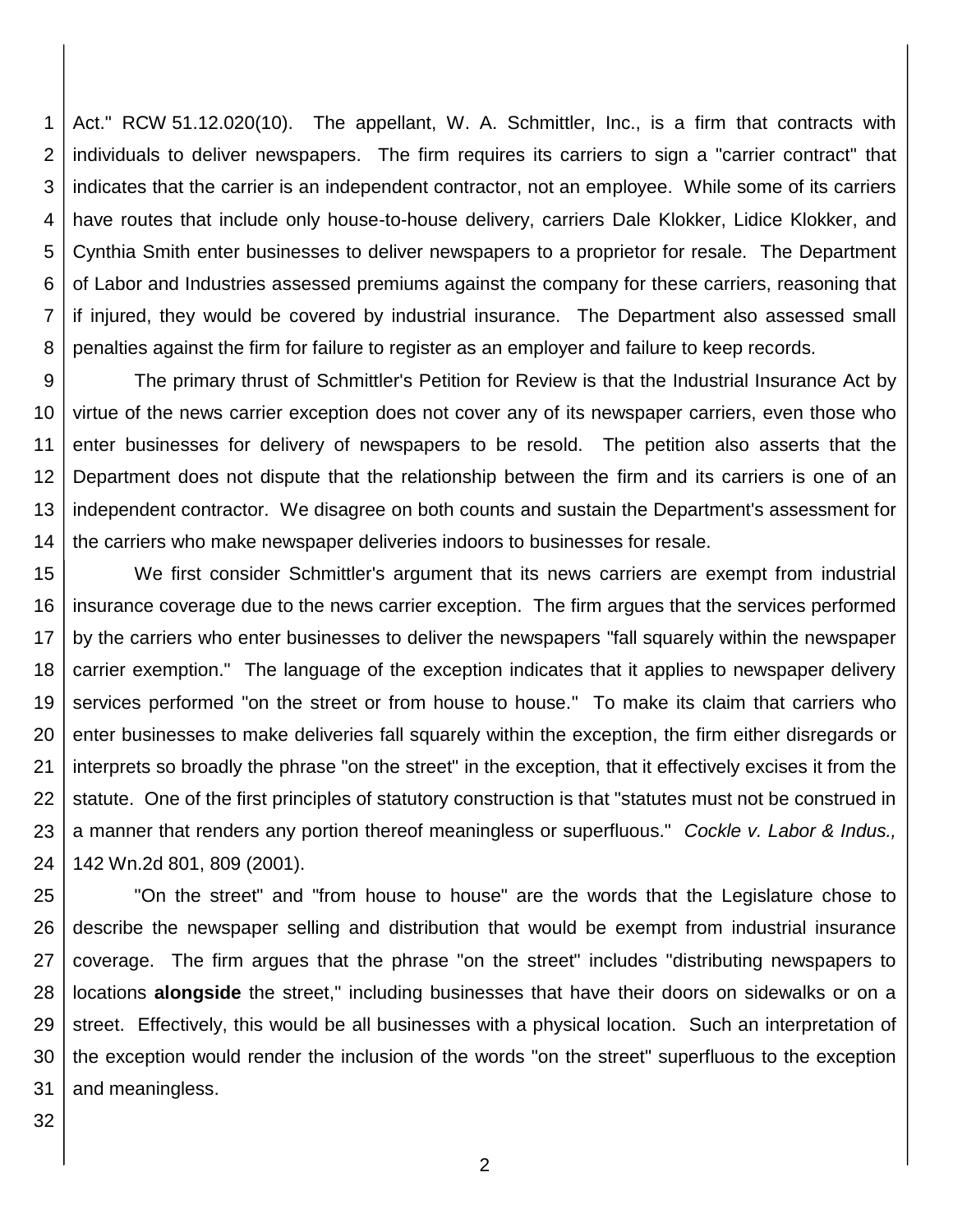Act." RCW 51.12.020(10). The appellant, W. A. Schmittler, Inc., is a firm that contracts with individuals to deliver newspapers. The firm requires its carriers to sign a "carrier contract" that indicates that the carrier is an independent contractor, not an employee. While some of its carriers have routes that include only house-to-house delivery, carriers Dale Klokker, Lidice Klokker, and Cynthia Smith enter businesses to deliver newspapers to a proprietor for resale. The Department of Labor and Industries assessed premiums against the company for these carriers, reasoning that if injured, they would be covered by industrial insurance. The Department also assessed small penalties against the firm for failure to register as an employer and failure to keep records.

The primary thrust of Schmittler's Petition for Review is that the Industrial Insurance Act by virtue of the news carrier exception does not cover any of its newspaper carriers, even those who enter businesses for delivery of newspapers to be resold. The petition also asserts that the Department does not dispute that the relationship between the firm and its carriers is one of an independent contractor. We disagree on both counts and sustain the Department's assessment for the carriers who make newspaper deliveries indoors to businesses for resale.

We first consider Schmittler's argument that its news carriers are exempt from industrial insurance coverage due to the news carrier exception. The firm argues that the services performed by the carriers who enter businesses to deliver the newspapers "fall squarely within the newspaper carrier exemption." The language of the exception indicates that it applies to newspaper delivery services performed "on the street or from house to house." To make its claim that carriers who enter businesses to make deliveries fall squarely within the exception, the firm either disregards or interprets so broadly the phrase "on the street" in the exception, that it effectively excises it from the statute. One of the first principles of statutory construction is that "statutes must not be construed in a manner that renders any portion thereof meaningless or superfluous." *Cockle v. Labor & Indus.,* 142 Wn.2d 801, 809 (2001).

"On the street" and "from house to house" are the words that the Legislature chose to describe the newspaper selling and distribution that would be exempt from industrial insurance coverage. The firm argues that the phrase "on the street" includes "distributing newspapers to locations **alongside** the street," including businesses that have their doors on sidewalks or on a street. Effectively, this would be all businesses with a physical location. Such an interpretation of the exception would render the inclusion of the words "on the street" superfluous to the exception and meaningless.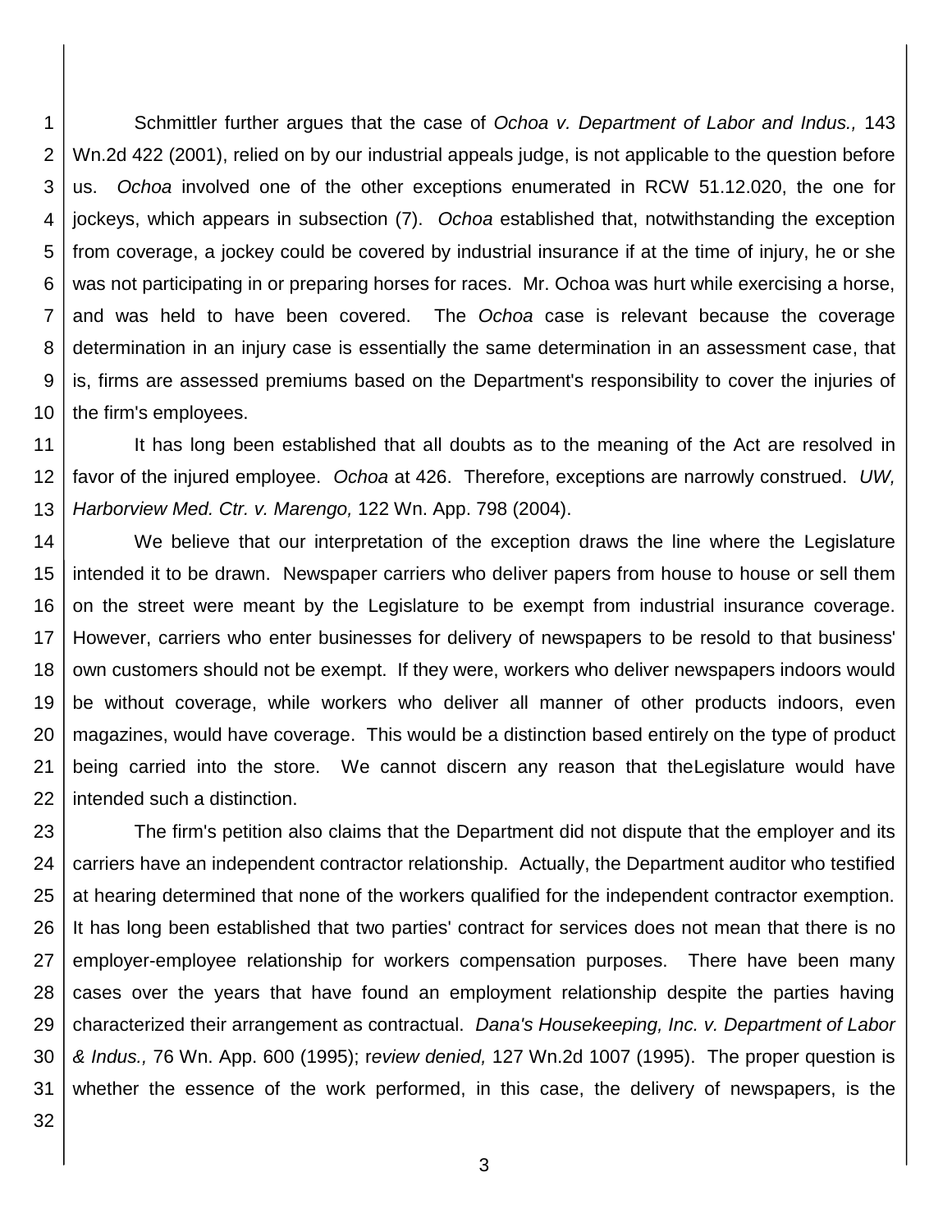Schmittler further argues that the case of *Ochoa v. Department of Labor and Indus.,* 143 Wn.2d 422 (2001), relied on by our industrial appeals judge, is not applicable to the question before us. *Ochoa* involved one of the other exceptions enumerated in RCW 51.12.020, the one for jockeys, which appears in subsection (7). *Ochoa* established that, notwithstanding the exception from coverage, a jockey could be covered by industrial insurance if at the time of injury, he or she was not participating in or preparing horses for races. Mr. Ochoa was hurt while exercising a horse, and was held to have been covered. The *Ochoa* case is relevant because the coverage determination in an injury case is essentially the same determination in an assessment case, that is, firms are assessed premiums based on the Department's responsibility to cover the injuries of the firm's employees.

It has long been established that all doubts as to the meaning of the Act are resolved in favor of the injured employee. *Ochoa* at 426. Therefore, exceptions are narrowly construed. *UW, Harborview Med. Ctr. v. Marengo,* 122 Wn. App. 798 (2004).

We believe that our interpretation of the exception draws the line where the Legislature intended it to be drawn. Newspaper carriers who deliver papers from house to house or sell them on the street were meant by the Legislature to be exempt from industrial insurance coverage. However, carriers who enter businesses for delivery of newspapers to be resold to that business' own customers should not be exempt. If they were, workers who deliver newspapers indoors would be without coverage, while workers who deliver all manner of other products indoors, even magazines, would have coverage. This would be a distinction based entirely on the type of product being carried into the store. We cannot discern any reason that theLegislature would have intended such a distinction.

The firm's petition also claims that the Department did not dispute that the employer and its carriers have an independent contractor relationship. Actually, the Department auditor who testified at hearing determined that none of the workers qualified for the independent contractor exemption. It has long been established that two parties' contract for services does not mean that there is no employer-employee relationship for workers compensation purposes. There have been many cases over the years that have found an employment relationship despite the parties having characterized their arrangement as contractual. *Dana's Housekeeping, Inc. v. Department of Labor & Indus.,* 76 Wn. App. 600 (1995); r*eview denied,* 127 Wn.2d 1007 (1995). The proper question is whether the essence of the work performed, in this case, the delivery of newspapers, is the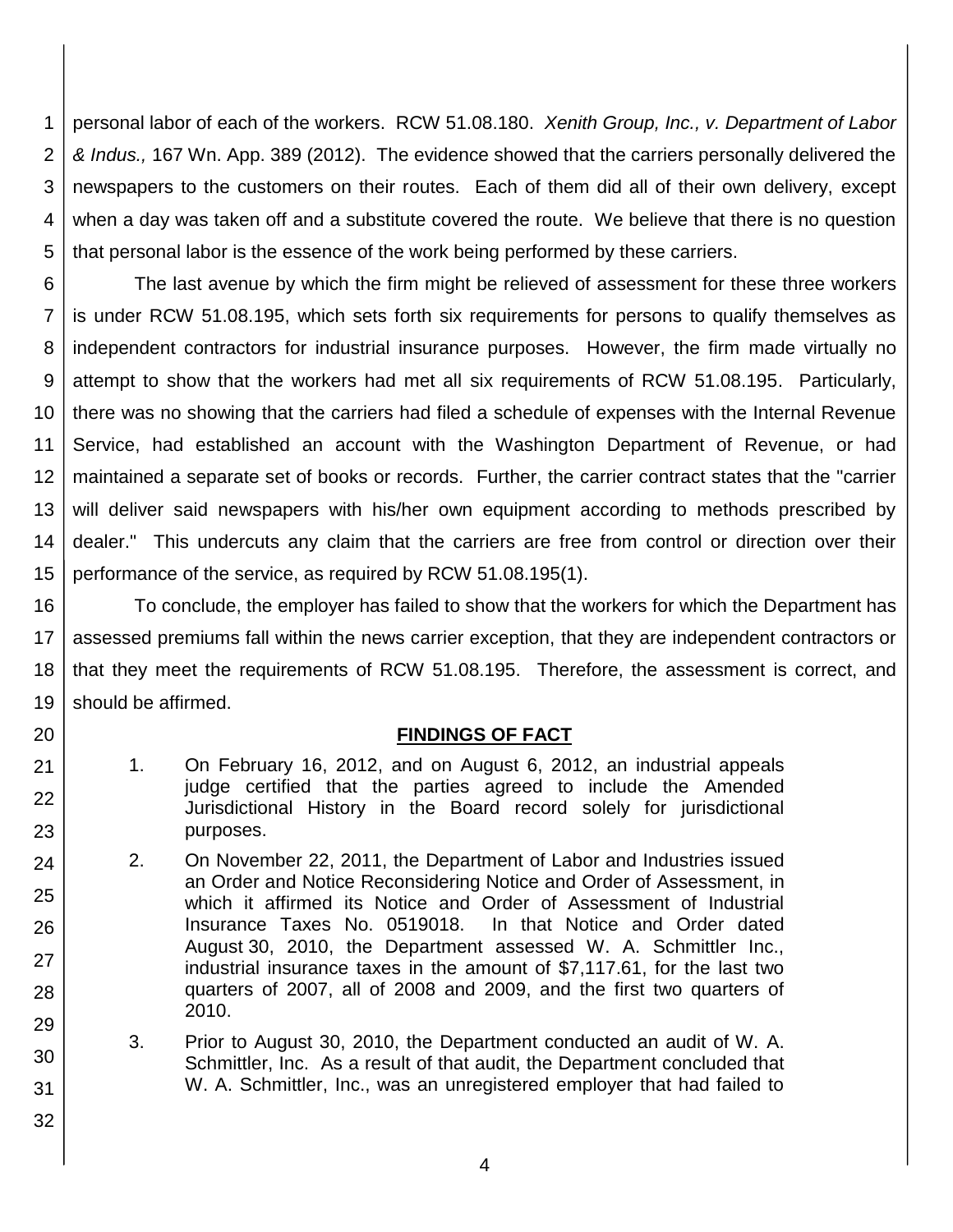personal labor of each of the workers. RCW 51.08.180. *Xenith Group, Inc., v. Department of Labor & Indus.,* 167 Wn. App. 389 (2012). The evidence showed that the carriers personally delivered the newspapers to the customers on their routes. Each of them did all of their own delivery, except when a day was taken off and a substitute covered the route. We believe that there is no question that personal labor is the essence of the work being performed by these carriers.

The last avenue by which the firm might be relieved of assessment for these three workers is under RCW 51.08.195, which sets forth six requirements for persons to qualify themselves as independent contractors for industrial insurance purposes. However, the firm made virtually no attempt to show that the workers had met all six requirements of RCW 51.08.195. Particularly, there was no showing that the carriers had filed a schedule of expenses with the Internal Revenue Service, had established an account with the Washington Department of Revenue, or had maintained a separate set of books or records. Further, the carrier contract states that the "carrier will deliver said newspapers with his/her own equipment according to methods prescribed by dealer." This undercuts any claim that the carriers are free from control or direction over their performance of the service, as required by RCW 51.08.195(1).

To conclude, the employer has failed to show that the workers for which the Department has assessed premiums fall within the news carrier exception, that they are independent contractors or that they meet the requirements of RCW 51.08.195. Therefore, the assessment is correct, and should be affirmed.

## FINDINGS OF FACT

1. On February 16, 2012, and on August 6, 2012, an industrial appeals judge certified that the parties agreed to include the Amended Jurisdictional History in the Board record solely for jurisdictional purposes.

2. On November 22, 2011, the Department of Labor and Industries issued an Order and Notice Reconsidering Notice and Order of Assessment, in which it affirmed its Notice and Order of Assessment of Industrial Insurance Taxes No. 0519018. In that Notice and Order dated August 30, 2010, the Department assessed W. A. Schmittler Inc., industrial insurance taxes in the amount of $7,117.61, for the last two quarters of 2007, all of 2008 and 2009, and the first two quarters of 2010.

3. Prior to August 30, 2010, the Department conducted an audit of W. A. Schmittler, Inc. As a result of that audit, the Department concluded that W. A. Schmittler, Inc., was an unregistered employer that had failed to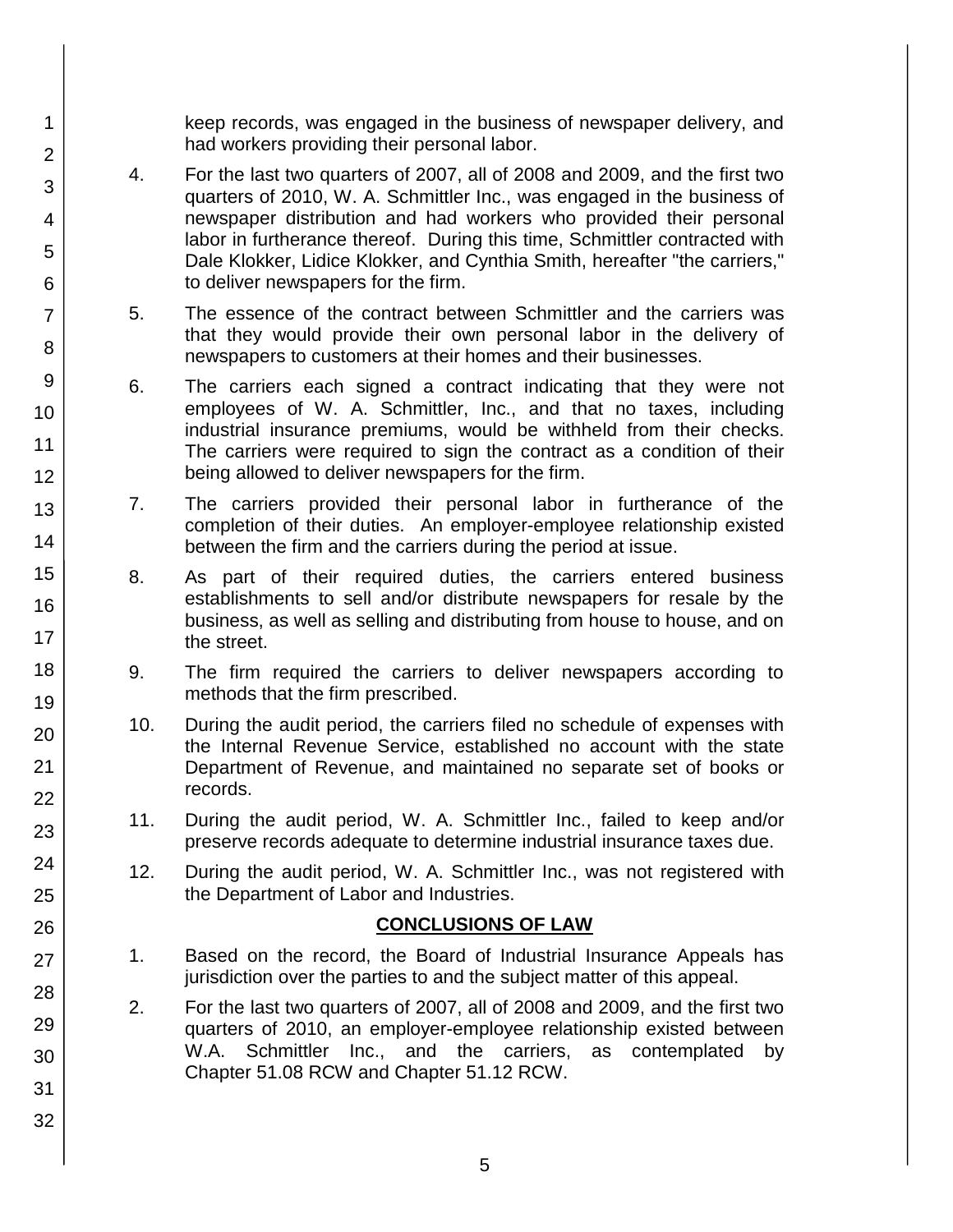keep records, was engaged in the business of newspaper delivery, and had workers providing their personal labor.

4. For the last two quarters of 2007, all of 2008 and 2009, and the first two quarters of 2010, W. A. Schmittler Inc., was engaged in the business of newspaper distribution and had workers who provided their personal labor in furtherance thereof. During this time, Schmittler contracted with Dale Klokker, Lidice Klokker, and Cynthia Smith, hereafter "the carriers," to deliver newspapers for the firm.

5. The essence of the contract between Schmittler and the carriers was that they would provide their own personal labor in the delivery of newspapers to customers at their homes and their businesses.

6. The carriers each signed a contract indicating that they were not employees of W. A. Schmittler, Inc., and that no taxes, including industrial insurance premiums, would be withheld from their checks. The carriers were required to sign the contract as a condition of their being allowed to deliver newspapers for the firm.

7. The carriers provided their personal labor in furtherance of the completion of their duties. An employer-employee relationship existed between the firm and the carriers during the period at issue.

8. As part of their required duties, the carriers entered business establishments to sell and/or distribute newspapers for resale by the business, as well as selling and distributing from house to house, and on the street.

9. The firm required the carriers to deliver newspapers according to methods that the firm prescribed.

10. During the audit period, the carriers filed no schedule of expenses with the Internal Revenue Service, established no account with the state Department of Revenue, and maintained no separate set of books or records.

11. During the audit period, W. A. Schmittler Inc., failed to keep and/or preserve records adequate to determine industrial insurance taxes due.

12. During the audit period, W. A. Schmittler Inc., was not registered with the Department of Labor and Industries.

## CONCLUSIONS OF LAW

1. Based on the record, the Board of Industrial Insurance Appeals has jurisdiction over the parties to and the subject matter of this appeal.

2. For the last two quarters of 2007, all of 2008 and 2009, and the first two quarters of 2010, an employer-employee relationship existed between W.A. Schmittler Inc., and the carriers, as contemplated by Chapter 51.08 RCW and Chapter 51.12 RCW.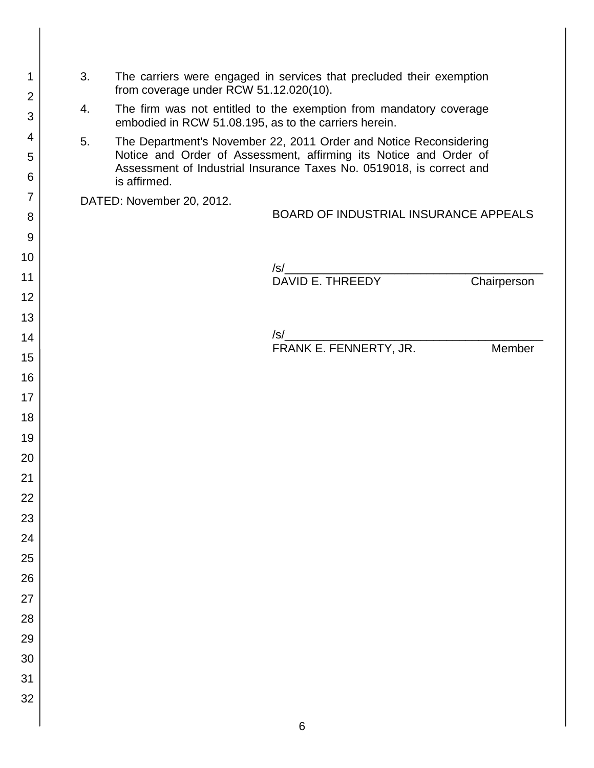3. The carriers were engaged in services that precluded their exemption from coverage under RCW 51.12.020(10).

4. The firm was not entitled to the exemption from mandatory coverage embodied in RCW 51.08.195, as to the carriers herein.

5. The Department's November 22, 2011 Order and Notice Reconsidering Notice and Order of Assessment, affirming its Notice and Order of Assessment of Industrial Insurance Taxes No. 0519018, is correct and is affirmed.

DATED: November 20, 2012.

BOARD OF INDUSTRIAL INSURANCE APPEALS

/s/\_\_\_\_\_\_\_\_\_\_\_\_\_\_\_\_\_\_\_\_\_\_\_\_\_\_\_\_\_\_\_\_\_\_\_\_\_\_\_\_
DAVID E. THREEDY Chairperson

/s/\_\_\_\_\_\_\_\_\_\_\_\_\_\_\_\_\_\_\_\_\_\_\_\_\_\_\_\_\_\_\_\_\_\_\_\_\_\_\_\_
FRANK E. FENNERTY, JR. Member